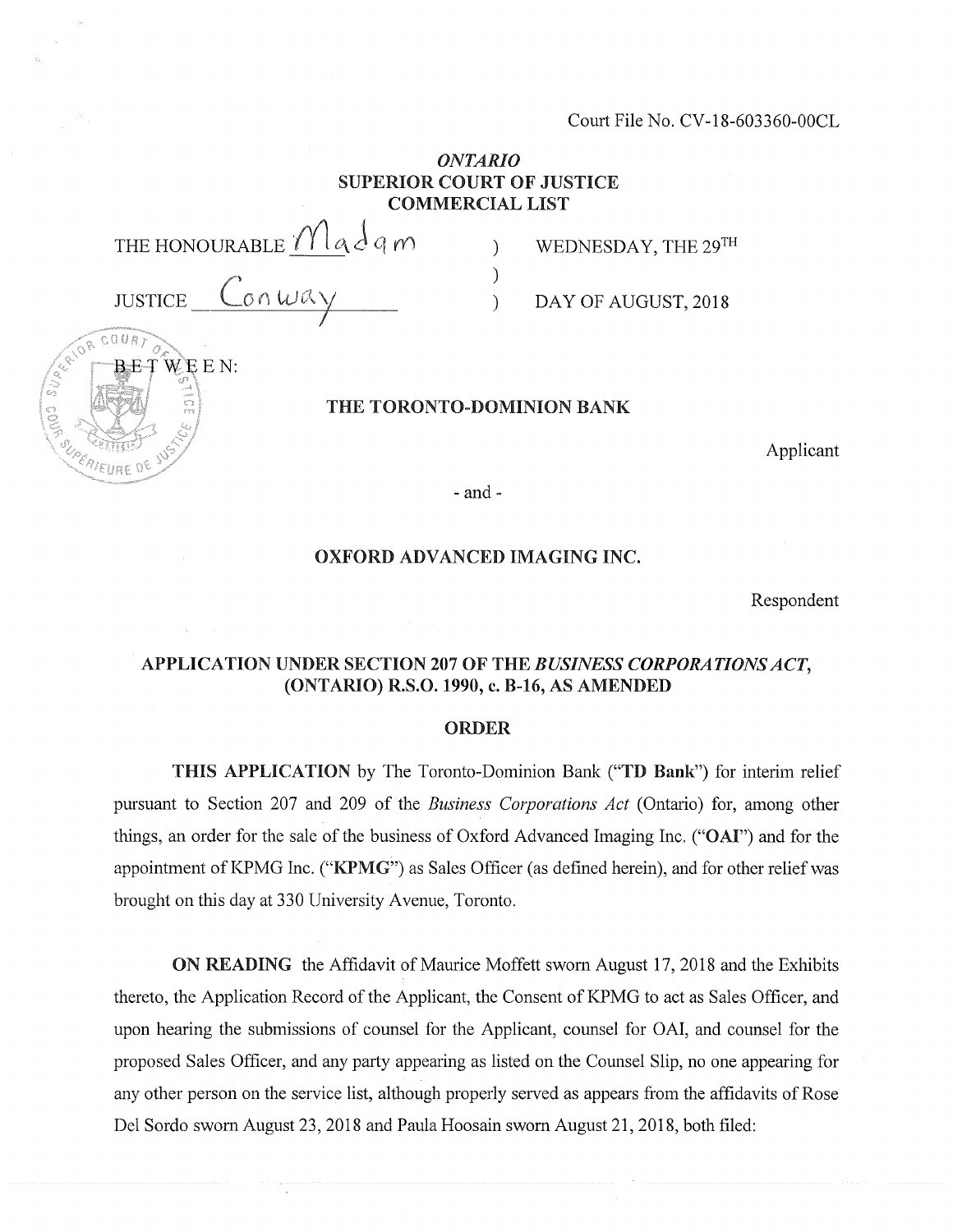Court File No. CV-18-603360-00CL

*ONTARIO*
**SUPERIOR COURT OF JUSTICE**
**COMMERCIAL LIST**

| | | |
|---|---|---|
| THE HONOURABLE Madam | ) | WEDNESDAY, THE 29TH |
| | ) | |
| JUSTICE Conway | ) | DAY OF AUGUST, 2018 |

BETWEEN:

**THE TORONTO-DOMINION BANK**

Applicant

\- and -

**OXFORD ADVANCED IMAGING INC.**

Respondent

**APPLICATION UNDER SECTION 207 OF THE *BUSINESS CORPORATIONS ACT*, (ONTARIO) R.S.O. 1990, c. B-16, AS AMENDED**

**ORDER**

**THIS APPLICATION** by The Toronto-Dominion Bank ("**TD Bank**") for interim relief pursuant to Section 207 and 209 of the *Business Corporations Act* (Ontario) for, among other things, an order for the sale of the business of Oxford Advanced Imaging Inc. ("**OAI**") and for the appointment of KPMG Inc. ("**KPMG**") as Sales Officer (as defined herein), and for other relief was brought on this day at 330 University Avenue, Toronto.

**ON READING** the Affidavit of Maurice Moffett sworn August 17, 2018 and the Exhibits thereto, the Application Record of the Applicant, the Consent of KPMG to act as Sales Officer, and upon hearing the submissions of counsel for the Applicant, counsel for OAI, and counsel for the proposed Sales Officer, and any party appearing as listed on the Counsel Slip, no one appearing for any other person on the service list, although properly served as appears from the affidavits of Rose Del Sordo sworn August 23, 2018 and Paula Hoosain sworn August 21, 2018, both filed: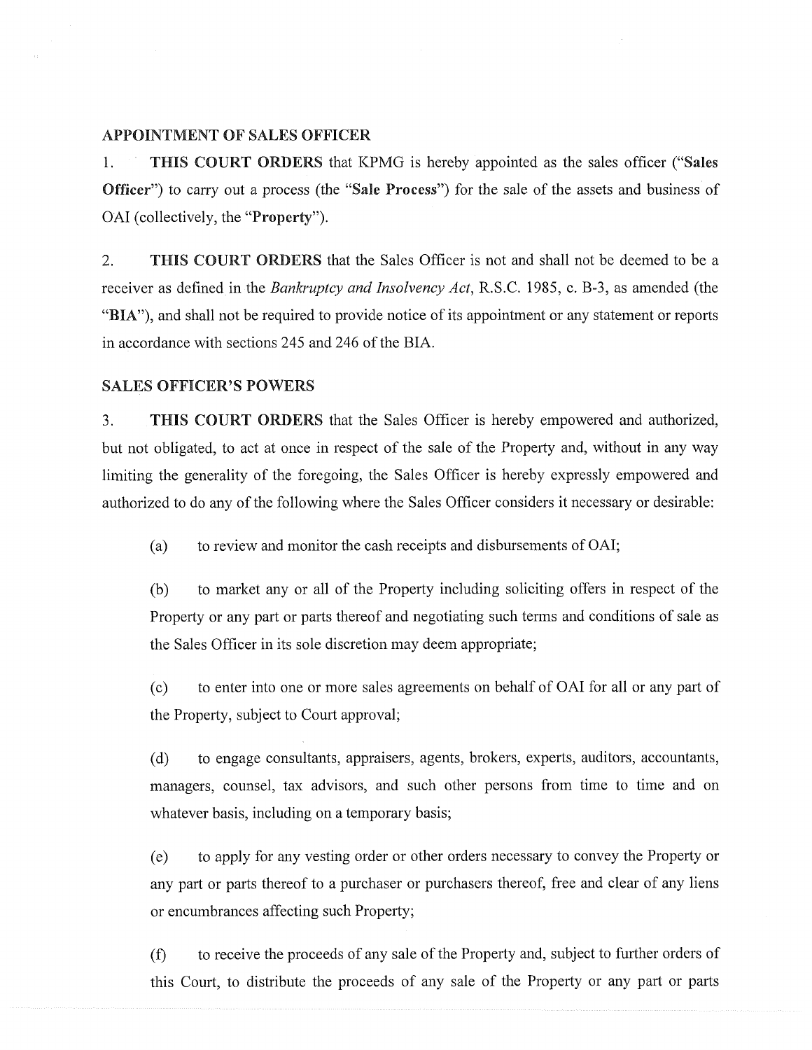## APPOINTMENT OF SALES OFFICER

1. **THIS COURT ORDERS** that KPMG is hereby appointed as the sales officer ("**Sales Officer**") to carry out a process (the "**Sale Process**") for the sale of the assets and business of OAI (collectively, the "**Property**").

2. **THIS COURT ORDERS** that the Sales Officer is not and shall not be deemed to be a receiver as defined in the *Bankruptcy and Insolvency Act*, R.S.C. 1985, c. B-3, as amended (the "**BIA**"), and shall not be required to provide notice of its appointment or any statement or reports in accordance with sections 245 and 246 of the BIA.

## SALES OFFICER'S POWERS

3. **THIS COURT ORDERS** that the Sales Officer is hereby empowered and authorized, but not obligated, to act at once in respect of the sale of the Property and, without in any way limiting the generality of the foregoing, the Sales Officer is hereby expressly empowered and authorized to do any of the following where the Sales Officer considers it necessary or desirable:

   (a) to review and monitor the cash receipts and disbursements of OAI;

   (b) to market any or all of the Property including soliciting offers in respect of the Property or any part or parts thereof and negotiating such terms and conditions of sale as the Sales Officer in its sole discretion may deem appropriate;

   (c) to enter into one or more sales agreements on behalf of OAI for all or any part of the Property, subject to Court approval;

   (d) to engage consultants, appraisers, agents, brokers, experts, auditors, accountants, managers, counsel, tax advisors, and such other persons from time to time and on whatever basis, including on a temporary basis;

   (e) to apply for any vesting order or other orders necessary to convey the Property or any part or parts thereof to a purchaser or purchasers thereof, free and clear of any liens or encumbrances affecting such Property;

   (f) to receive the proceeds of any sale of the Property and, subject to further orders of this Court, to distribute the proceeds of any sale of the Property or any part or parts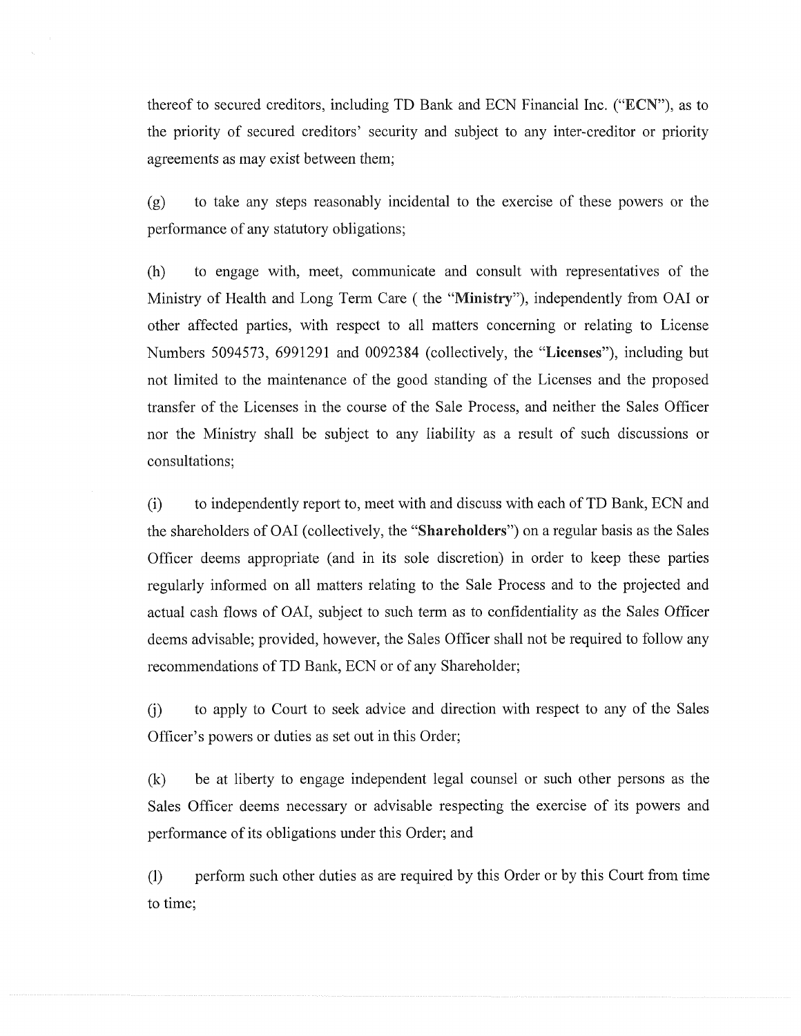thereof to secured creditors, including TD Bank and ECN Financial Inc. ("**ECN**"), as to the priority of secured creditors' security and subject to any inter-creditor or priority agreements as may exist between them;

(g) to take any steps reasonably incidental to the exercise of these powers or the performance of any statutory obligations;

(h) to engage with, meet, communicate and consult with representatives of the Ministry of Health and Long Term Care ( the "**Ministry**"), independently from OAI or other affected parties, with respect to all matters concerning or relating to License Numbers 5094573, 6991291 and 0092384 (collectively, the "**Licenses**"), including but not limited to the maintenance of the good standing of the Licenses and the proposed transfer of the Licenses in the course of the Sale Process, and neither the Sales Officer nor the Ministry shall be subject to any liability as a result of such discussions or consultations;

(i) to independently report to, meet with and discuss with each of TD Bank, ECN and the shareholders of OAI (collectively, the "**Shareholders**") on a regular basis as the Sales Officer deems appropriate (and in its sole discretion) in order to keep these parties regularly informed on all matters relating to the Sale Process and to the projected and actual cash flows of OAI, subject to such term as to confidentiality as the Sales Officer deems advisable; provided, however, the Sales Officer shall not be required to follow any recommendations of TD Bank, ECN or of any Shareholder;

(j) to apply to Court to seek advice and direction with respect to any of the Sales Officer's powers or duties as set out in this Order;

(k) be at liberty to engage independent legal counsel or such other persons as the Sales Officer deems necessary or advisable respecting the exercise of its powers and performance of its obligations under this Order; and

(l) perform such other duties as are required by this Order or by this Court from time to time;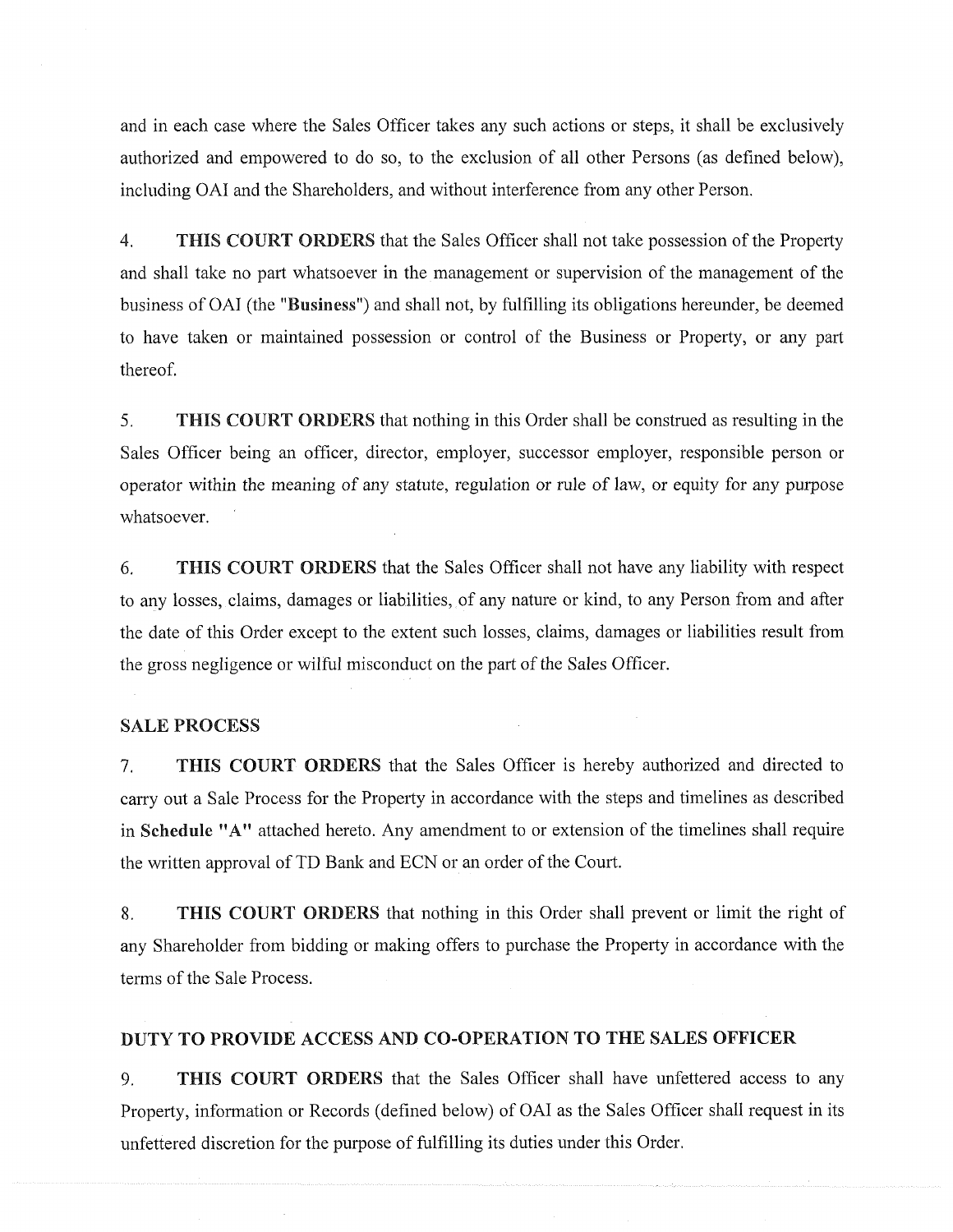and in each case where the Sales Officer takes any such actions or steps, it shall be exclusively authorized and empowered to do so, to the exclusion of all other Persons (as defined below), including OAI and the Shareholders, and without interference from any other Person.

4. **THIS COURT ORDERS** that the Sales Officer shall not take possession of the Property and shall take no part whatsoever in the management or supervision of the management of the business of OAI (the "**Business**") and shall not, by fulfilling its obligations hereunder, be deemed to have taken or maintained possession or control of the Business or Property, or any part thereof.

5. **THIS COURT ORDERS** that nothing in this Order shall be construed as resulting in the Sales Officer being an officer, director, employer, successor employer, responsible person or operator within the meaning of any statute, regulation or rule of law, or equity for any purpose whatsoever.

6. **THIS COURT ORDERS** that the Sales Officer shall not have any liability with respect to any losses, claims, damages or liabilities, of any nature or kind, to any Person from and after the date of this Order except to the extent such losses, claims, damages or liabilities result from the gross negligence or wilful misconduct on the part of the Sales Officer.

## SALE PROCESS

7. **THIS COURT ORDERS** that the Sales Officer is hereby authorized and directed to carry out a Sale Process for the Property in accordance with the steps and timelines as described in **Schedule "A"** attached hereto. Any amendment to or extension of the timelines shall require the written approval of TD Bank and ECN or an order of the Court.

8. **THIS COURT ORDERS** that nothing in this Order shall prevent or limit the right of any Shareholder from bidding or making offers to purchase the Property in accordance with the terms of the Sale Process.

## DUTY TO PROVIDE ACCESS AND CO-OPERATION TO THE SALES OFFICER

9. **THIS COURT ORDERS** that the Sales Officer shall have unfettered access to any Property, information or Records (defined below) of OAI as the Sales Officer shall request in its unfettered discretion for the purpose of fulfilling its duties under this Order.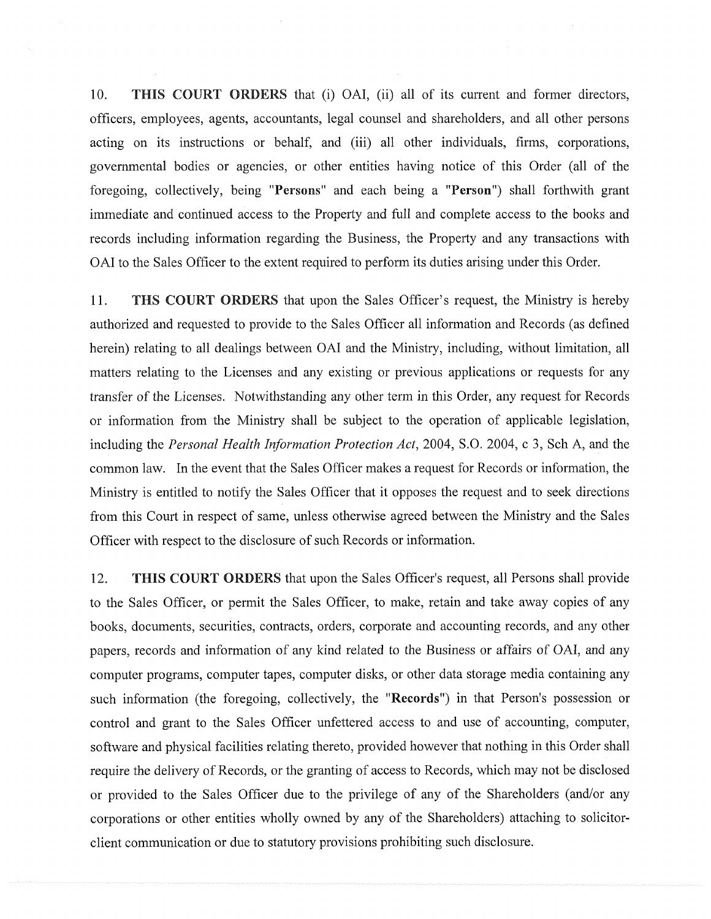10. **THIS COURT ORDERS** that (i) OAI, (ii) all of its current and former directors, officers, employees, agents, accountants, legal counsel and shareholders, and all other persons acting on its instructions or behalf, and (iii) all other individuals, firms, corporations, governmental bodies or agencies, or other entities having notice of this Order (all of the foregoing, collectively, being "**Persons**" and each being a "**Person**") shall forthwith grant immediate and continued access to the Property and full and complete access to the books and records including information regarding the Business, the Property and any transactions with OAI to the Sales Officer to the extent required to perform its duties arising under this Order.

11. **THS COURT ORDERS** that upon the Sales Officer's request, the Ministry is hereby authorized and requested to provide to the Sales Officer all information and Records (as defined herein) relating to all dealings between OAI and the Ministry, including, without limitation, all matters relating to the Licenses and any existing or previous applications or requests for any transfer of the Licenses. Notwithstanding any other term in this Order, any request for Records or information from the Ministry shall be subject to the operation of applicable legislation, including the *Personal Health Information Protection Act*, 2004, S.O. 2004, c 3, Sch A, and the common law. In the event that the Sales Officer makes a request for Records or information, the Ministry is entitled to notify the Sales Officer that it opposes the request and to seek directions from this Court in respect of same, unless otherwise agreed between the Ministry and the Sales Officer with respect to the disclosure of such Records or information.

12. **THIS COURT ORDERS** that upon the Sales Officer's request, all Persons shall provide to the Sales Officer, or permit the Sales Officer, to make, retain and take away copies of any books, documents, securities, contracts, orders, corporate and accounting records, and any other papers, records and information of any kind related to the Business or affairs of OAI, and any computer programs, computer tapes, computer disks, or other data storage media containing any such information (the foregoing, collectively, the "**Records**") in that Person's possession or control and grant to the Sales Officer unfettered access to and use of accounting, computer, software and physical facilities relating thereto, provided however that nothing in this Order shall require the delivery of Records, or the granting of access to Records, which may not be disclosed or provided to the Sales Officer due to the privilege of any of the Shareholders (and/or any corporations or other entities wholly owned by any of the Shareholders) attaching to solicitor-client communication or due to statutory provisions prohibiting such disclosure.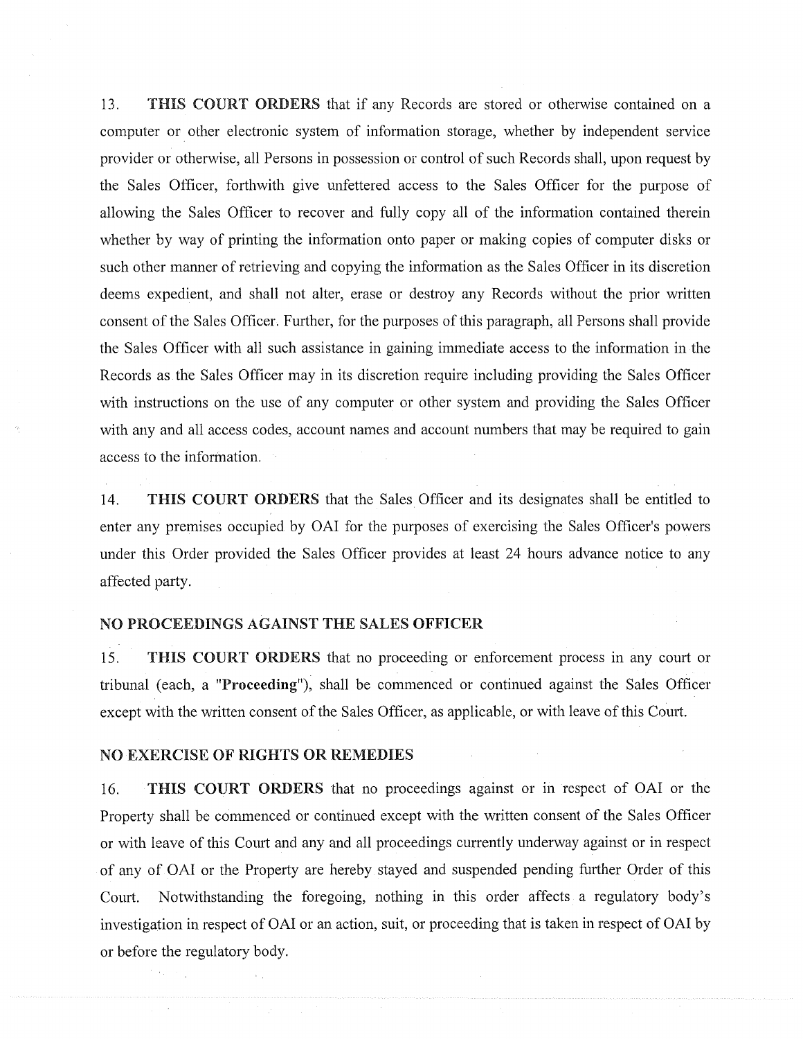13. **THIS COURT ORDERS** that if any Records are stored or otherwise contained on a computer or other electronic system of information storage, whether by independent service provider or otherwise, all Persons in possession or control of such Records shall, upon request by the Sales Officer, forthwith give unfettered access to the Sales Officer for the purpose of allowing the Sales Officer to recover and fully copy all of the information contained therein whether by way of printing the information onto paper or making copies of computer disks or such other manner of retrieving and copying the information as the Sales Officer in its discretion deems expedient, and shall not alter, erase or destroy any Records without the prior written consent of the Sales Officer. Further, for the purposes of this paragraph, all Persons shall provide the Sales Officer with all such assistance in gaining immediate access to the information in the Records as the Sales Officer may in its discretion require including providing the Sales Officer with instructions on the use of any computer or other system and providing the Sales Officer with any and all access codes, account names and account numbers that may be required to gain access to the information.

14. **THIS COURT ORDERS** that the Sales Officer and its designates shall be entitled to enter any premises occupied by OAI for the purposes of exercising the Sales Officer's powers under this Order provided the Sales Officer provides at least 24 hours advance notice to any affected party.

## NO PROCEEDINGS AGAINST THE SALES OFFICER

15. **THIS COURT ORDERS** that no proceeding or enforcement process in any court or tribunal (each, a "**Proceeding**"), shall be commenced or continued against the Sales Officer except with the written consent of the Sales Officer, as applicable, or with leave of this Court.

## NO EXERCISE OF RIGHTS OR REMEDIES

16. **THIS COURT ORDERS** that no proceedings against or in respect of OAI or the Property shall be commenced or continued except with the written consent of the Sales Officer or with leave of this Court and any and all proceedings currently underway against or in respect of any of OAI or the Property are hereby stayed and suspended pending further Order of this Court. Notwithstanding the foregoing, nothing in this order affects a regulatory body's investigation in respect of OAI or an action, suit, or proceeding that is taken in respect of OAI by or before the regulatory body.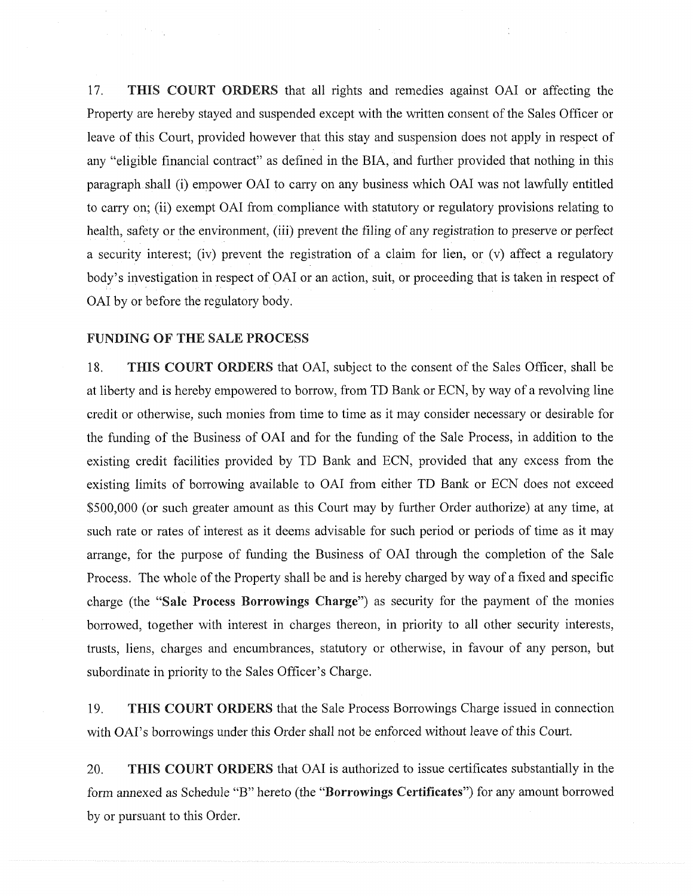17. **THIS COURT ORDERS** that all rights and remedies against OAI or affecting the Property are hereby stayed and suspended except with the written consent of the Sales Officer or leave of this Court, provided however that this stay and suspension does not apply in respect of any "eligible financial contract" as defined in the BIA, and further provided that nothing in this paragraph shall (i) empower OAI to carry on any business which OAI was not lawfully entitled to carry on; (ii) exempt OAI from compliance with statutory or regulatory provisions relating to health, safety or the environment, (iii) prevent the filing of any registration to preserve or perfect a security interest; (iv) prevent the registration of a claim for lien, or (v) affect a regulatory body's investigation in respect of OAI or an action, suit, or proceeding that is taken in respect of OAI by or before the regulatory body.

## FUNDING OF THE SALE PROCESS

18. **THIS COURT ORDERS** that OAI, subject to the consent of the Sales Officer, shall be at liberty and is hereby empowered to borrow, from TD Bank or ECN, by way of a revolving line credit or otherwise, such monies from time to time as it may consider necessary or desirable for the funding of the Business of OAI and for the funding of the Sale Process, in addition to the existing credit facilities provided by TD Bank and ECN, provided that any excess from the existing limits of borrowing available to OAI from either TD Bank or ECN does not exceed $500,000 (or such greater amount as this Court may by further Order authorize) at any time, at such rate or rates of interest as it deems advisable for such period or periods of time as it may arrange, for the purpose of funding the Business of OAI through the completion of the Sale Process. The whole of the Property shall be and is hereby charged by way of a fixed and specific charge (the "**Sale Process Borrowings Charge**") as security for the payment of the monies borrowed, together with interest in charges thereon, in priority to all other security interests, trusts, liens, charges and encumbrances, statutory or otherwise, in favour of any person, but subordinate in priority to the Sales Officer's Charge.

19. **THIS COURT ORDERS** that the Sale Process Borrowings Charge issued in connection with OAI's borrowings under this Order shall not be enforced without leave of this Court.

20. **THIS COURT ORDERS** that OAI is authorized to issue certificates substantially in the form annexed as Schedule "B" hereto (the "**Borrowings Certificates**") for any amount borrowed by or pursuant to this Order.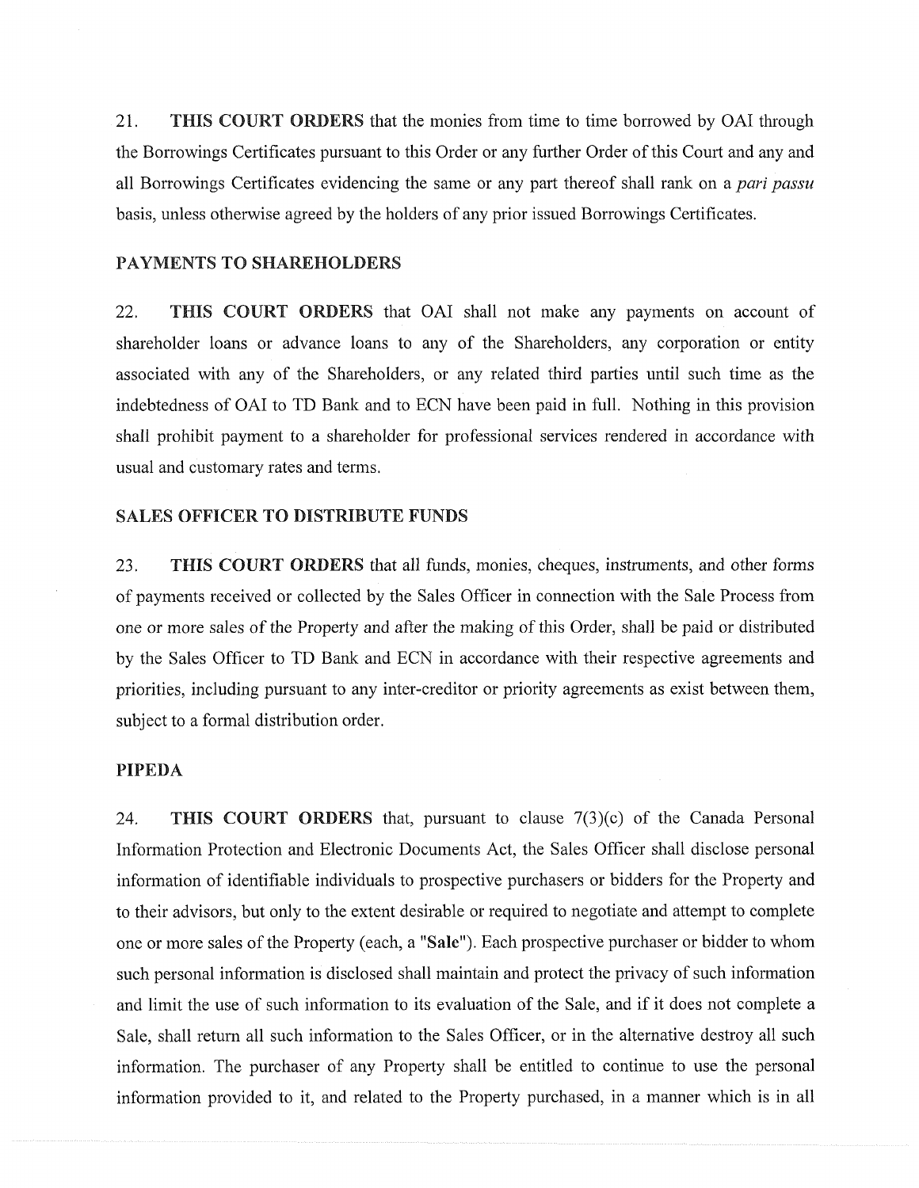21. **THIS COURT ORDERS** that the monies from time to time borrowed by OAI through the Borrowings Certificates pursuant to this Order or any further Order of this Court and any and all Borrowings Certificates evidencing the same or any part thereof shall rank on a *pari passu* basis, unless otherwise agreed by the holders of any prior issued Borrowings Certificates.

## PAYMENTS TO SHAREHOLDERS

22. **THIS COURT ORDERS** that OAI shall not make any payments on account of shareholder loans or advance loans to any of the Shareholders, any corporation or entity associated with any of the Shareholders, or any related third parties until such time as the indebtedness of OAI to TD Bank and to ECN have been paid in full. Nothing in this provision shall prohibit payment to a shareholder for professional services rendered in accordance with usual and customary rates and terms.

## SALES OFFICER TO DISTRIBUTE FUNDS

23. **THIS COURT ORDERS** that all funds, monies, cheques, instruments, and other forms of payments received or collected by the Sales Officer in connection with the Sale Process from one or more sales of the Property and after the making of this Order, shall be paid or distributed by the Sales Officer to TD Bank and ECN in accordance with their respective agreements and priorities, including pursuant to any inter-creditor or priority agreements as exist between them, subject to a formal distribution order.

## PIPEDA

24. **THIS COURT ORDERS** that, pursuant to clause 7(3)(c) of the Canada Personal Information Protection and Electronic Documents Act, the Sales Officer shall disclose personal information of identifiable individuals to prospective purchasers or bidders for the Property and to their advisors, but only to the extent desirable or required to negotiate and attempt to complete one or more sales of the Property (each, a "**Sale**"). Each prospective purchaser or bidder to whom such personal information is disclosed shall maintain and protect the privacy of such information and limit the use of such information to its evaluation of the Sale, and if it does not complete a Sale, shall return all such information to the Sales Officer, or in the alternative destroy all such information. The purchaser of any Property shall be entitled to continue to use the personal information provided to it, and related to the Property purchased, in a manner which is in all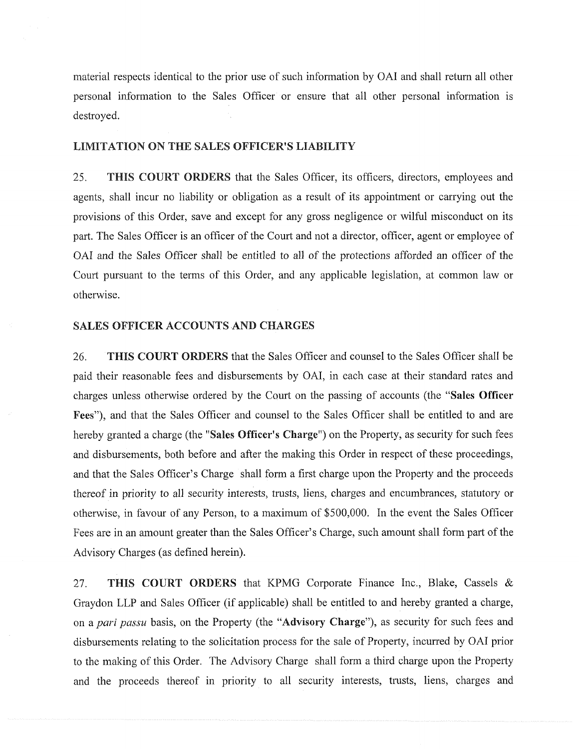material respects identical to the prior use of such information by OAI and shall return all other personal information to the Sales Officer or ensure that all other personal information is destroyed.

## LIMITATION ON THE SALES OFFICER'S LIABILITY

25. **THIS COURT ORDERS** that the Sales Officer, its officers, directors, employees and agents, shall incur no liability or obligation as a result of its appointment or carrying out the provisions of this Order, save and except for any gross negligence or wilful misconduct on its part. The Sales Officer is an officer of the Court and not a director, officer, agent or employee of OAI and the Sales Officer shall be entitled to all of the protections afforded an officer of the Court pursuant to the terms of this Order, and any applicable legislation, at common law or otherwise.

## SALES OFFICER ACCOUNTS AND CHARGES

26. **THIS COURT ORDERS** that the Sales Officer and counsel to the Sales Officer shall be paid their reasonable fees and disbursements by OAI, in each case at their standard rates and charges unless otherwise ordered by the Court on the passing of accounts (the "**Sales Officer Fees**"), and that the Sales Officer and counsel to the Sales Officer shall be entitled to and are hereby granted a charge (the "**Sales Officer's Charge**") on the Property, as security for such fees and disbursements, both before and after the making this Order in respect of these proceedings, and that the Sales Officer's Charge shall form a first charge upon the Property and the proceeds thereof in priority to all security interests, trusts, liens, charges and encumbrances, statutory or otherwise, in favour of any Person, to a maximum of $500,000. In the event the Sales Officer Fees are in an amount greater than the Sales Officer's Charge, such amount shall form part of the Advisory Charges (as defined herein).

27. **THIS COURT ORDERS** that KPMG Corporate Finance Inc., Blake, Cassels & Graydon LLP and Sales Officer (if applicable) shall be entitled to and hereby granted a charge, on a *pari passu* basis, on the Property (the "**Advisory Charge**"), as security for such fees and disbursements relating to the solicitation process for the sale of Property, incurred by OAI prior to the making of this Order. The Advisory Charge shall form a third charge upon the Property and the proceeds thereof in priority to all security interests, trusts, liens, charges and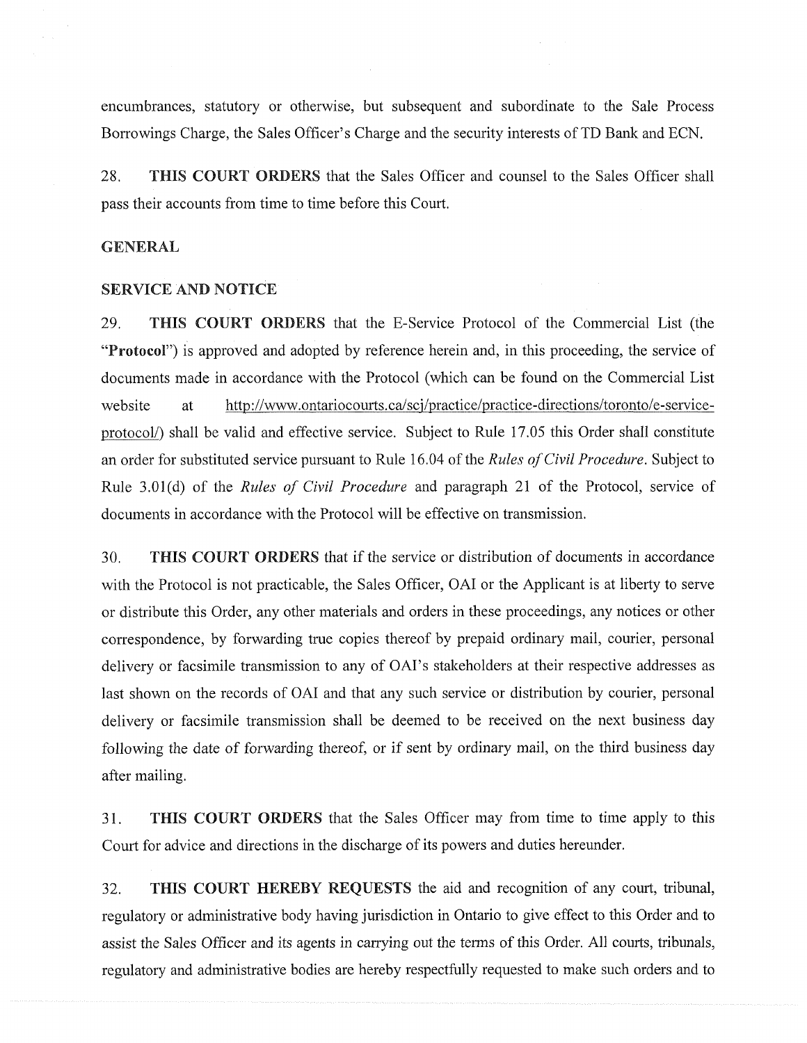encumbrances, statutory or otherwise, but subsequent and subordinate to the Sale Process Borrowings Charge, the Sales Officer's Charge and the security interests of TD Bank and ECN.

28. **THIS COURT ORDERS** that the Sales Officer and counsel to the Sales Officer shall pass their accounts from time to time before this Court.

**GENERAL**

**SERVICE AND NOTICE**

29. **THIS COURT ORDERS** that the E-Service Protocol of the Commercial List (the "**Protocol**") is approved and adopted by reference herein and, in this proceeding, the service of documents made in accordance with the Protocol (which can be found on the Commercial List website at http://www.ontariocourts.ca/scj/practice/practice-directions/toronto/e-service-protocol/) shall be valid and effective service. Subject to Rule 17.05 this Order shall constitute an order for substituted service pursuant to Rule 16.04 of the *Rules of Civil Procedure*. Subject to Rule 3.01(d) of the *Rules of Civil Procedure* and paragraph 21 of the Protocol, service of documents in accordance with the Protocol will be effective on transmission.

30. **THIS COURT ORDERS** that if the service or distribution of documents in accordance with the Protocol is not practicable, the Sales Officer, OAI or the Applicant is at liberty to serve or distribute this Order, any other materials and orders in these proceedings, any notices or other correspondence, by forwarding true copies thereof by prepaid ordinary mail, courier, personal delivery or facsimile transmission to any of OAI's stakeholders at their respective addresses as last shown on the records of OAI and that any such service or distribution by courier, personal delivery or facsimile transmission shall be deemed to be received on the next business day following the date of forwarding thereof, or if sent by ordinary mail, on the third business day after mailing.

31. **THIS COURT ORDERS** that the Sales Officer may from time to time apply to this Court for advice and directions in the discharge of its powers and duties hereunder.

32. **THIS COURT HEREBY REQUESTS** the aid and recognition of any court, tribunal, regulatory or administrative body having jurisdiction in Ontario to give effect to this Order and to assist the Sales Officer and its agents in carrying out the terms of this Order. All courts, tribunals, regulatory and administrative bodies are hereby respectfully requested to make such orders and to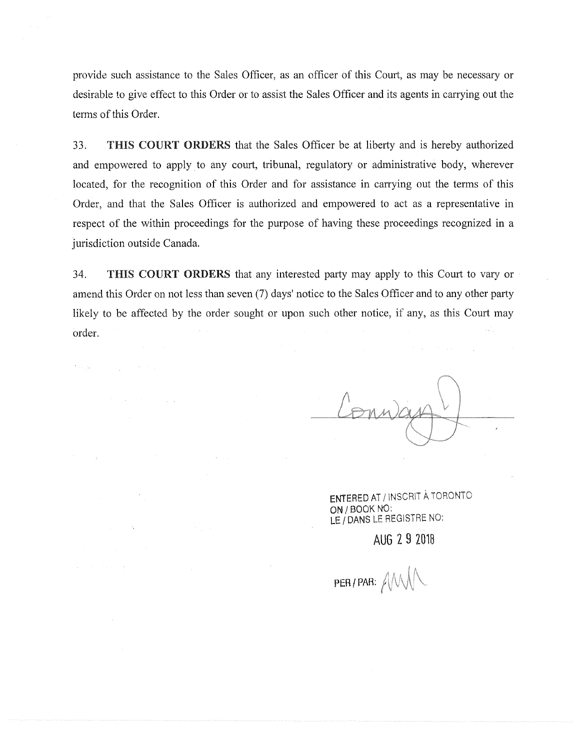provide such assistance to the Sales Officer, as an officer of this Court, as may be necessary or desirable to give effect to this Order or to assist the Sales Officer and its agents in carrying out the terms of this Order.

33. **THIS COURT ORDERS** that the Sales Officer be at liberty and is hereby authorized and empowered to apply to any court, tribunal, regulatory or administrative body, wherever located, for the recognition of this Order and for assistance in carrying out the terms of this Order, and that the Sales Officer is authorized and empowered to act as a representative in respect of the within proceedings for the purpose of having these proceedings recognized in a jurisdiction outside Canada.

34. **THIS COURT ORDERS** that any interested party may apply to this Court to vary or amend this Order on not less than seven (7) days' notice to the Sales Officer and to any other party likely to be affected by the order sought or upon such other notice, if any, as this Court may order.

Conway J.

ENTERED AT / INSCRIT À TORONTO
ON / BOOK NO:
LE / DANS LE REGISTRE NO:

AUG 2 9 2018

PER / PAR: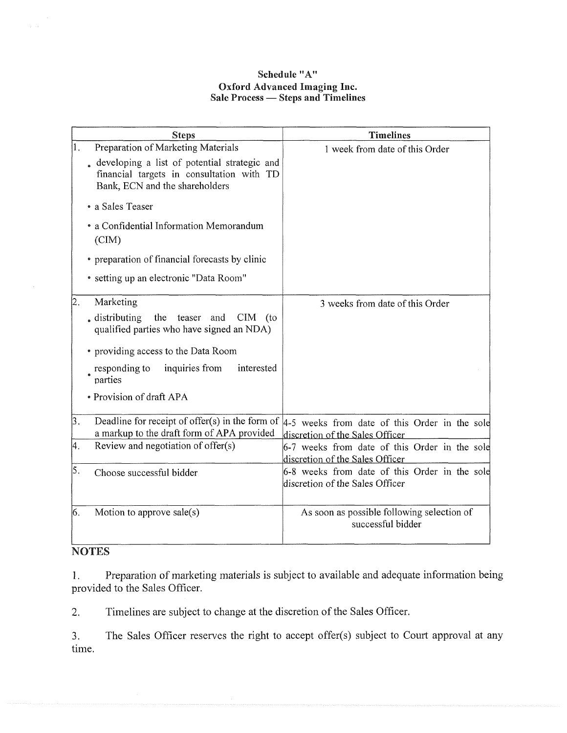**Schedule "A"**
**Oxford Advanced Imaging Inc.**
**Sale Process — Steps and Timelines**

| Steps | Timelines |
|---|---|
| 1. Preparation of Marketing Materials<br>• developing a list of potential strategic and financial targets in consultation with TD Bank, ECN and the shareholders<br>• a Sales Teaser<br>• a Confidential Information Memorandum (CIM)<br>• preparation of financial forecasts by clinic<br>• setting up an electronic "Data Room" | 1 week from date of this Order |
| 2. Marketing<br>• distributing the teaser and CIM (to qualified parties who have signed an NDA)<br>• providing access to the Data Room<br>• responding to inquiries from interested parties<br>• Provision of draft APA | 3 weeks from date of this Order |
| 3. Deadline for receipt of offer(s) in the form of a markup to the draft form of APA provided | 4-5 weeks from date of this Order in the sole discretion of the Sales Officer |
| 4. Review and negotiation of offer(s) | 6-7 weeks from date of this Order in the sole discretion of the Sales Officer |
| 5. Choose successful bidder | 6-8 weeks from date of this Order in the sole discretion of the Sales Officer |
| 6. Motion to approve sale(s) | As soon as possible following selection of successful bidder |

**NOTES**

1. Preparation of marketing materials is subject to available and adequate information being provided to the Sales Officer.

2. Timelines are subject to change at the discretion of the Sales Officer.

3. The Sales Officer reserves the right to accept offer(s) subject to Court approval at any time.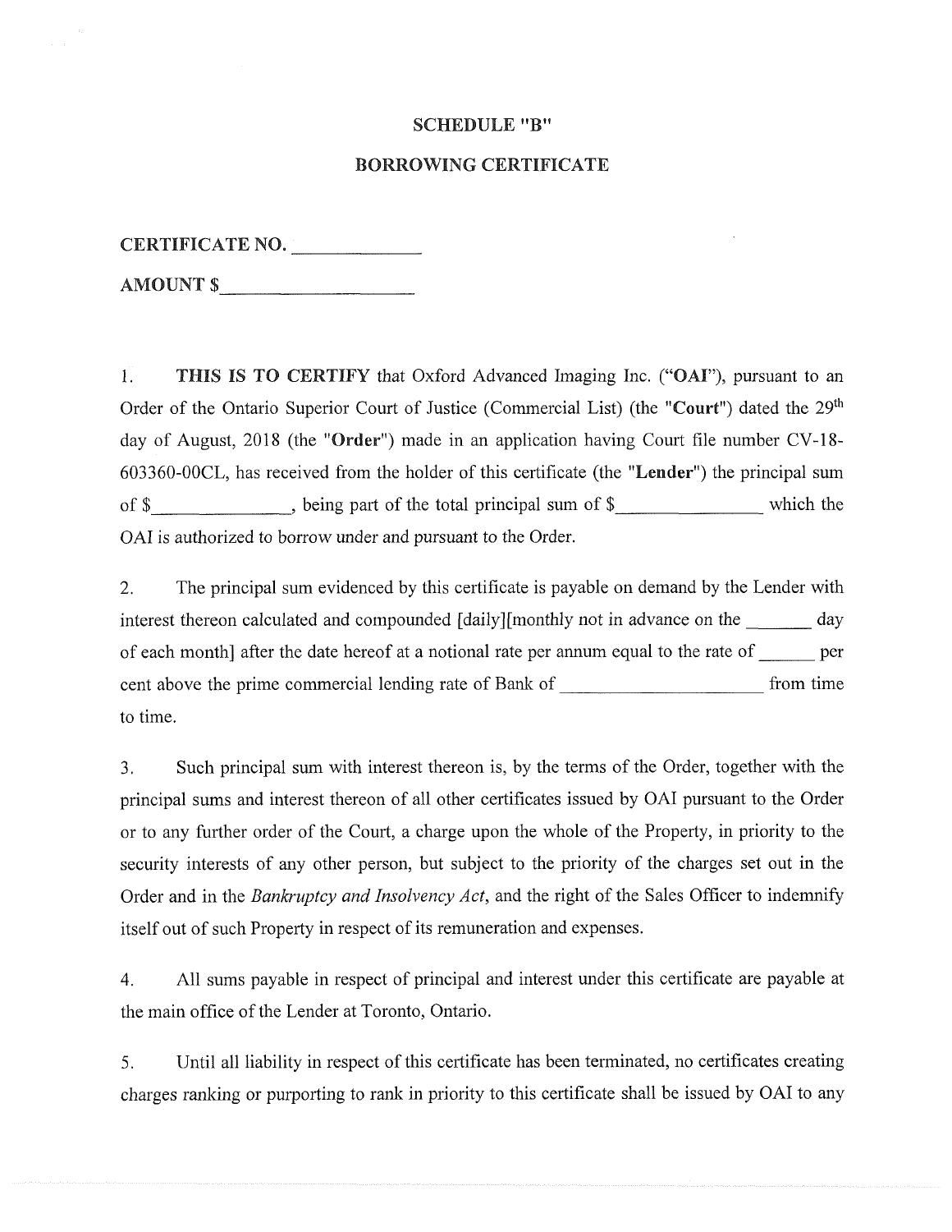**SCHEDULE "B"**

**BORROWING CERTIFICATE**

**CERTIFICATE NO.** _____________

**AMOUNT $**____________________

1. **THIS IS TO CERTIFY** that Oxford Advanced Imaging Inc. ("**OAI**"), pursuant to an Order of the Ontario Superior Court of Justice (Commercial List) (the "**Court**") dated the 29th day of August, 2018 (the "**Order**") made in an application having Court file number CV-18-603360-00CL, has received from the holder of this certificate (the "**Lender**") the principal sum of $______________, being part of the total principal sum of $_______________ which the OAI is authorized to borrow under and pursuant to the Order.

2. The principal sum evidenced by this certificate is payable on demand by the Lender with interest thereon calculated and compounded [daily][monthly not in advance on the _______ day of each month] after the date hereof at a notional rate per annum equal to the rate of ______ per cent above the prime commercial lending rate of Bank of ____________________ from time to time.

3. Such principal sum with interest thereon is, by the terms of the Order, together with the principal sums and interest thereon of all other certificates issued by OAI pursuant to the Order or to any further order of the Court, a charge upon the whole of the Property, in priority to the security interests of any other person, but subject to the priority of the charges set out in the Order and in the *Bankruptcy and Insolvency Act*, and the right of the Sales Officer to indemnify itself out of such Property in respect of its remuneration and expenses.

4. All sums payable in respect of principal and interest under this certificate are payable at the main office of the Lender at Toronto, Ontario.

5. Until all liability in respect of this certificate has been terminated, no certificates creating charges ranking or purporting to rank in priority to this certificate shall be issued by OAI to any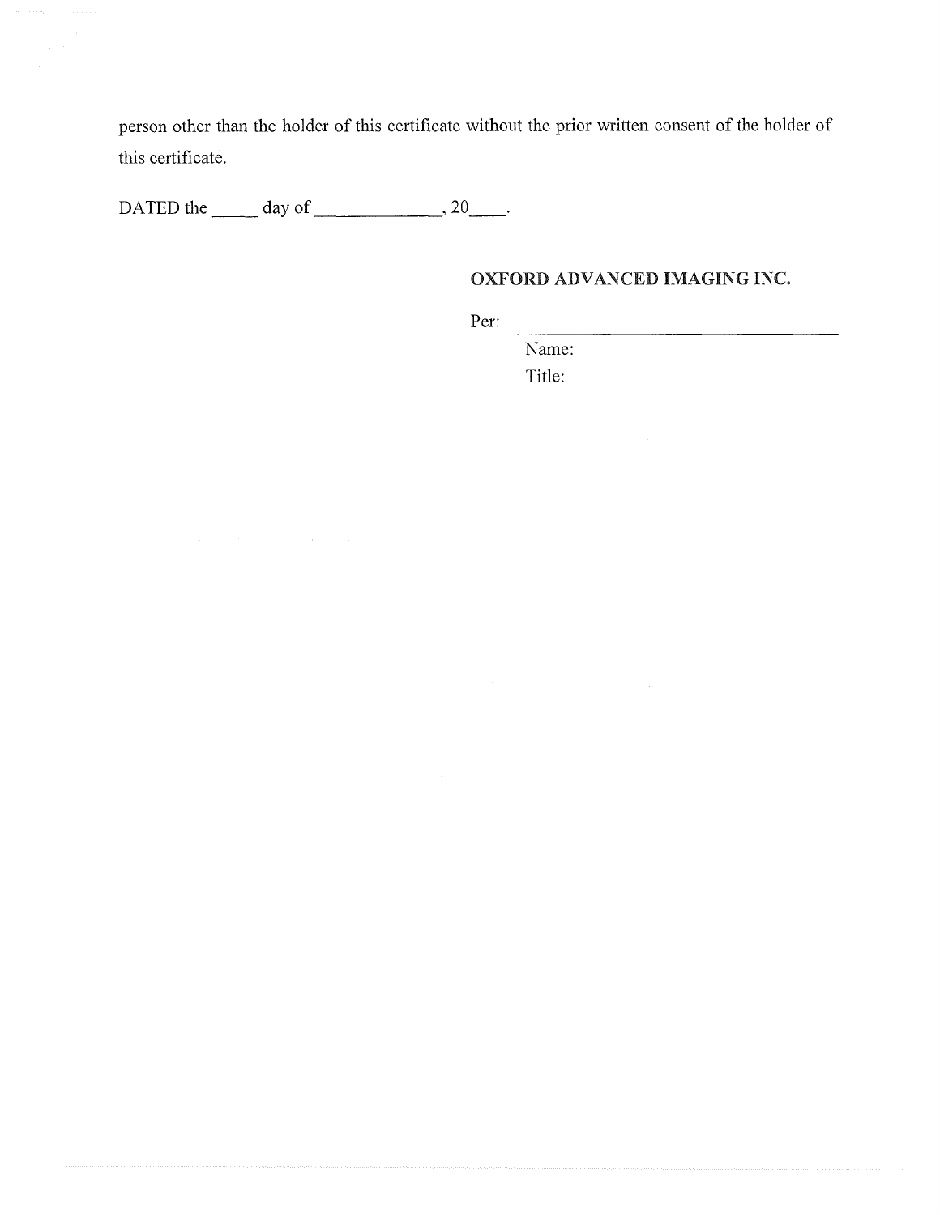person other than the holder of this certificate without the prior written consent of the holder of this certificate.

DATED the _____ day of _____________, 20____.

**OXFORD ADVANCED IMAGING INC.**

Per: ________________________________

Name:

Title: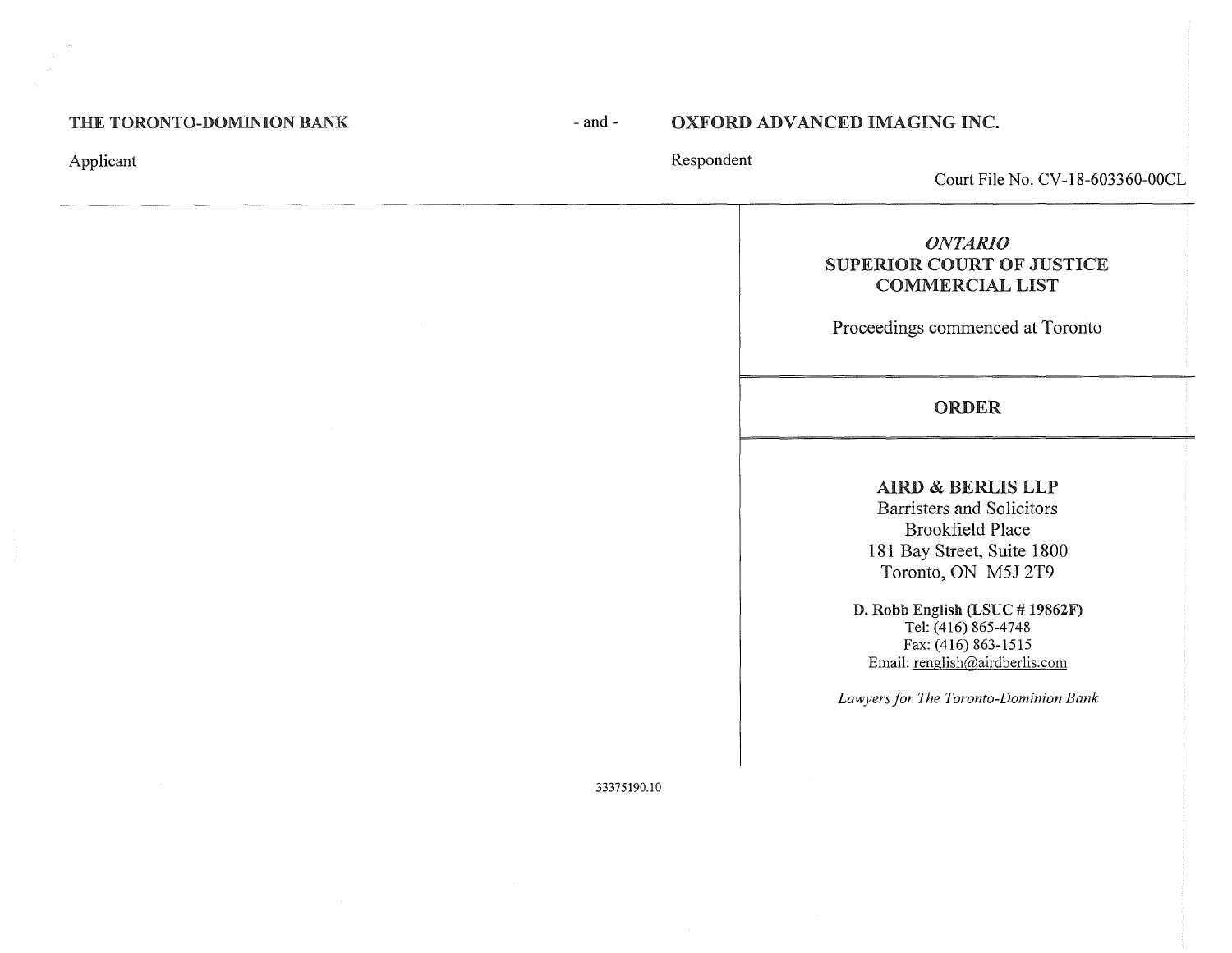**THE TORONTO-DOMINION BANK** - and - **OXFORD ADVANCED IMAGING INC.**

Applicant Respondent

Court File No. CV-18-603360-00CL

*ONTARIO*
**SUPERIOR COURT OF JUSTICE**
**COMMERCIAL LIST**

Proceedings commenced at Toronto

**ORDER**

**AIRD & BERLIS LLP**
Barristers and Solicitors
Brookfield Place
181 Bay Street, Suite 1800
Toronto, ON M5J 2T9

**D. Robb English (LSUC # 19862F)**
Tel: (416) 865-4748
Fax: (416) 863-1515
Email: renglish@airdberlis.com

*Lawyers for The Toronto-Dominion Bank*

33375190.10